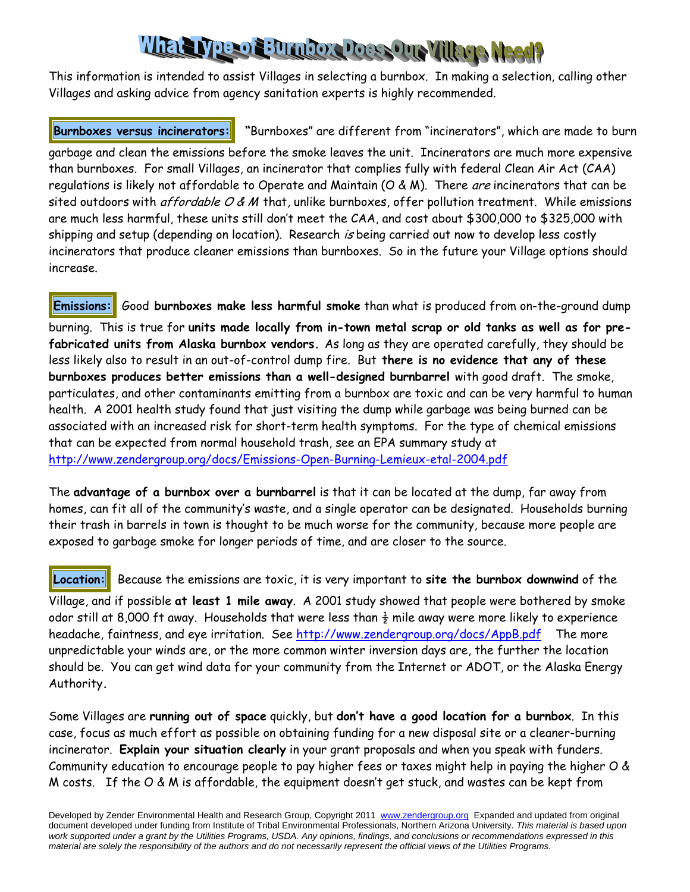# What Type of Burnbox Does Our Village Need?

This information is intended to assist Villages in selecting a burnbox. In making a selection, calling other Villages and asking advice from agency sanitation experts is highly recommended.

**Burnboxes versus incinerators:** "Burnboxes" are different from "incinerators", which are made to burn garbage and clean the emissions before the smoke leaves the unit. Incinerators are much more expensive than burnboxes. For small Villages, an incinerator that complies fully with federal Clean Air Act (CAA) regulations is likely not affordable to Operate and Maintain (O & M). There *are* incinerators that can be sited outdoors with *affordable O & M* that, unlike burnboxes, offer pollution treatment. While emissions are much less harmful, these units still don't meet the CAA, and cost about $300,000 to $325,000 with shipping and setup (depending on location). Research *is* being carried out now to develop less costly incinerators that produce cleaner emissions than burnboxes. So in the future your Village options should increase.

**Emissions:** Good **burnboxes make less harmful smoke** than what is produced from on-the-ground dump burning. This is true for **units made locally from in-town metal scrap or old tanks as well as for pre-fabricated units from Alaska burnbox vendors.** As long as they are operated carefully, they should be less likely also to result in an out-of-control dump fire. But **there is no evidence that any of these burnboxes produces better emissions than a well-designed burnbarrel** with good draft. The smoke, particulates, and other contaminants emitting from a burnbox are toxic and can be very harmful to human health. A 2001 health study found that just visiting the dump while garbage was being burned can be associated with an increased risk for short-term health symptoms. For the type of chemical emissions that can be expected from normal household trash, see an EPA summary study at http://www.zendergroup.org/docs/Emissions-Open-Burning-Lemieux-etal-2004.pdf

The **advantage of a burnbox over a burnbarrel** is that it can be located at the dump, far away from homes, can fit all of the community's waste, and a single operator can be designated. Households burning their trash in barrels in town is thought to be much worse for the community, because more people are exposed to garbage smoke for longer periods of time, and are closer to the source.

**Location:** Because the emissions are toxic, it is very important to **site the burnbox downwind** of the Village, and if possible **at least 1 mile away**. A 2001 study showed that people were bothered by smoke odor still at 8,000 ft away. Households that were less than ½ mile away were more likely to experience headache, faintness, and eye irritation. See http://www.zendergroup.org/docs/AppB.pdf The more unpredictable your winds are, or the more common winter inversion days are, the further the location should be. You can get wind data for your community from the Internet or ADOT, or the Alaska Energy Authority.

Some Villages are **running out of space** quickly, but **don't have a good location for a burnbox**. In this case, focus as much effort as possible on obtaining funding for a new disposal site or a cleaner-burning incinerator. **Explain your situation clearly** in your grant proposals and when you speak with funders. Community education to encourage people to pay higher fees or taxes might help in paying the higher O & M costs. If the O & M is affordable, the equipment doesn't get stuck, and wastes can be kept from

Developed by Zender Environmental Health and Research Group, Copyright 2011 www.zendergroup.org Expanded and updated from original document developed under funding from Institute of Tribal Environmental Professionals, Northern Arizona University. *This material is based upon work supported under a grant by the Utilities Programs, USDA. Any opinions, findings, and conclusions or recommendations expressed in this material are solely the responsibility of the authors and do not necessarily represent the official views of the Utilities Programs.*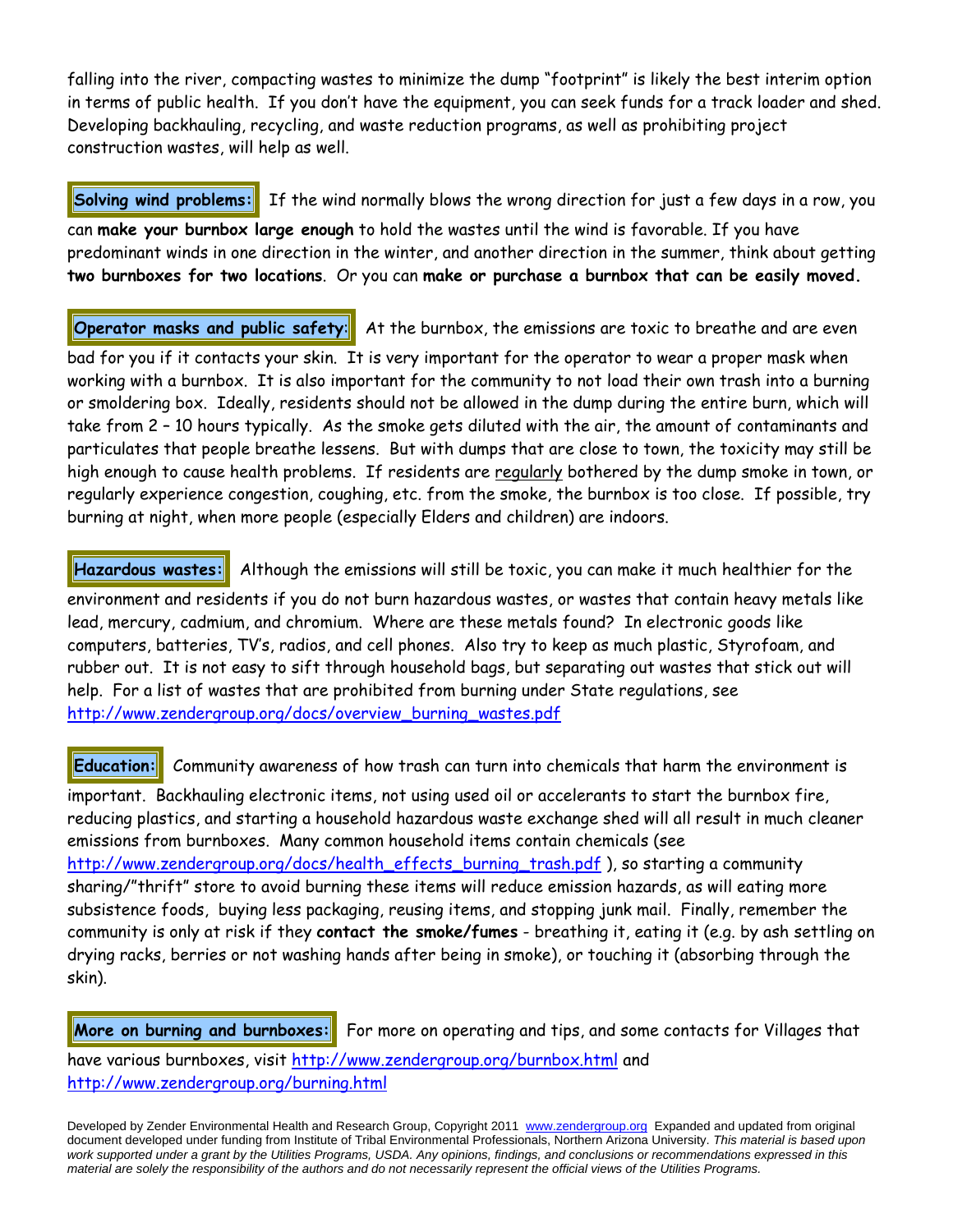falling into the river, compacting wastes to minimize the dump "footprint" is likely the best interim option in terms of public health. If you don't have the equipment, you can seek funds for a track loader and shed. Developing backhauling, recycling, and waste reduction programs, as well as prohibiting project construction wastes, will help as well.

**Solving wind problems:** If the wind normally blows the wrong direction for just a few days in a row, you can **make your burnbox large enough** to hold the wastes until the wind is favorable. If you have predominant winds in one direction in the winter, and another direction in the summer, think about getting **two burnboxes for two locations**. Or you can **make or purchase a burnbox that can be easily moved.**

**Operator masks and public safety:** At the burnbox, the emissions are toxic to breathe and are even bad for you if it contacts your skin. It is very important for the operator to wear a proper mask when working with a burnbox. It is also important for the community to not load their own trash into a burning or smoldering box. Ideally, residents should not be allowed in the dump during the entire burn, which will take from 2 – 10 hours typically. As the smoke gets diluted with the air, the amount of contaminants and particulates that people breathe lessens. But with dumps that are close to town, the toxicity may still be high enough to cause health problems. If residents are regularly bothered by the dump smoke in town, or regularly experience congestion, coughing, etc. from the smoke, the burnbox is too close. If possible, try burning at night, when more people (especially Elders and children) are indoors.

**Hazardous wastes:** Although the emissions will still be toxic, you can make it much healthier for the environment and residents if you do not burn hazardous wastes, or wastes that contain heavy metals like lead, mercury, cadmium, and chromium. Where are these metals found? In electronic goods like computers, batteries, TV's, radios, and cell phones. Also try to keep as much plastic, Styrofoam, and rubber out. It is not easy to sift through household bags, but separating out wastes that stick out will help. For a list of wastes that are prohibited from burning under State regulations, see http://www.zendergroup.org/docs/overview_burning_wastes.pdf

**Education:** Community awareness of how trash can turn into chemicals that harm the environment is important. Backhauling electronic items, not using used oil or accelerants to start the burnbox fire, reducing plastics, and starting a household hazardous waste exchange shed will all result in much cleaner emissions from burnboxes. Many common household items contain chemicals (see http://www.zendergroup.org/docs/health_effects_burning_trash.pdf ), so starting a community sharing/"thrift" store to avoid burning these items will reduce emission hazards, as will eating more subsistence foods, buying less packaging, reusing items, and stopping junk mail. Finally, remember the community is only at risk if they **contact the smoke/fumes** - breathing it, eating it (e.g. by ash settling on drying racks, berries or not washing hands after being in smoke), or touching it (absorbing through the skin).

**More on burning and burnboxes:** For more on operating and tips, and some contacts for Villages that have various burnboxes, visit http://www.zendergroup.org/burnbox.html and http://www.zendergroup.org/burning.html

Developed by Zender Environmental Health and Research Group, Copyright 2011 www.zendergroup.org Expanded and updated from original document developed under funding from Institute of Tribal Environmental Professionals, Northern Arizona University. *This material is based upon work supported under a grant by the Utilities Programs, USDA. Any opinions, findings, and conclusions or recommendations expressed in this material are solely the responsibility of the authors and do not necessarily represent the official views of the Utilities Programs.*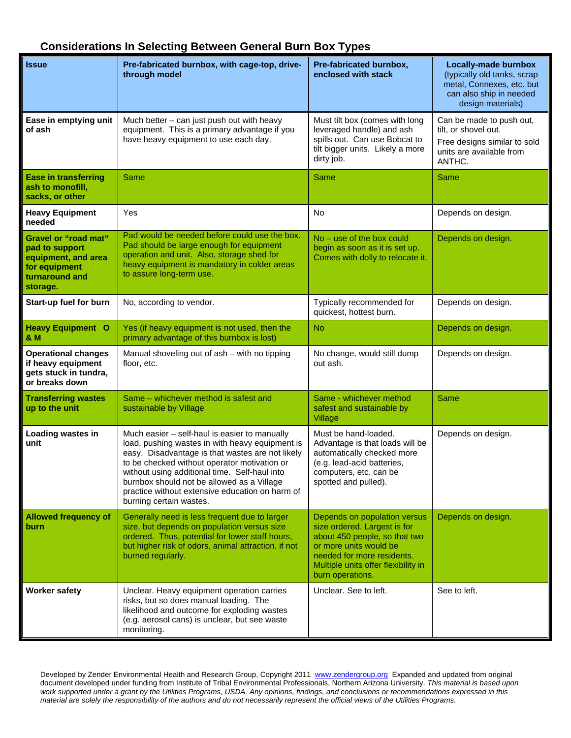## Considerations In Selecting Between General Burn Box Types

| Issue | Pre-fabricated burnbox, with cage-top, drive-through model | Pre-fabricated burnbox, enclosed with stack | **Locally-made burnbox** (typically old tanks, scrap metal, Connexes, etc. but can also ship in needed design materials) |
|---|---|---|---|
| **Ease in emptying unit of ash** | Much better – can just push out with heavy equipment. This is a primary advantage if you have heavy equipment to use each day. | Must tilt box (comes with long leveraged handle) and ash spills out. Can use Bobcat to tilt bigger units. Likely a more dirty job. | Can be made to push out, tilt, or shovel out. Free designs similar to sold units are available from ANTHC. |
| **Ease in transferring ash to monofill, sacks, or other** | Same | Same | Same |
| **Heavy Equipment needed** | Yes | No | Depends on design. |
| **Gravel or "road mat" pad to support equipment, and area for equipment turnaround and storage.** | Pad would be needed before could use the box. Pad should be large enough for equipment operation and unit. Also, storage shed for heavy equipment is mandatory in colder areas to assure long-term use. | No – use of the box could begin as soon as it is set up. Comes with dolly to relocate it. | Depends on design. |
| **Start-up fuel for burn** | No, according to vendor. | Typically recommended for quickest, hottest burn. | Depends on design. |
| **Heavy Equipment O & M** | Yes (if heavy equipment is not used, then the primary advantage of this burnbox is lost) | No | Depends on design. |
| **Operational changes if heavy equipment gets stuck in tundra, or breaks down** | Manual shoveling out of ash – with no tipping floor, etc. | No change, would still dump out ash. | Depends on design. |
| **Transferring wastes up to the unit** | Same – whichever method is safest and sustainable by Village | Same - whichever method safest and sustainable by Village | Same |
| **Loading wastes in unit** | Much easier – self-haul is easier to manually load, pushing wastes in with heavy equipment is easy. Disadvantage is that wastes are not likely to be checked without operator motivation or without using additional time. Self-haul into burnbox should not be allowed as a Village practice without extensive education on harm of burning certain wastes. | Must be hand-loaded. Advantage is that loads will be automatically checked more (e.g. lead-acid batteries, computers, etc. can be spotted and pulled). | Depends on design. |
| **Allowed frequency of burn** | Generally need is less frequent due to larger size, but depends on population versus size ordered. Thus, potential for lower staff hours, but higher risk of odors, animal attraction, if not burned regularly. | Depends on population versus size ordered. Largest is for about 450 people, so that two or more units would be needed for more residents. Multiple units offer flexibility in burn operations. | Depends on design. |
| **Worker safety** | Unclear. Heavy equipment operation carries risks, but so does manual loading. The likelihood and outcome for exploding wastes (e.g. aerosol cans) is unclear, but see waste monitoring. | Unclear. See to left. | See to left. |

Developed by Zender Environmental Health and Research Group, Copyright 2011 www.zendergroup.org Expanded and updated from original document developed under funding from Institute of Tribal Environmental Professionals, Northern Arizona University. *This material is based upon work supported under a grant by the Utilities Programs, USDA. Any opinions, findings, and conclusions or recommendations expressed in this material are solely the responsibility of the authors and do not necessarily represent the official views of the Utilities Programs.*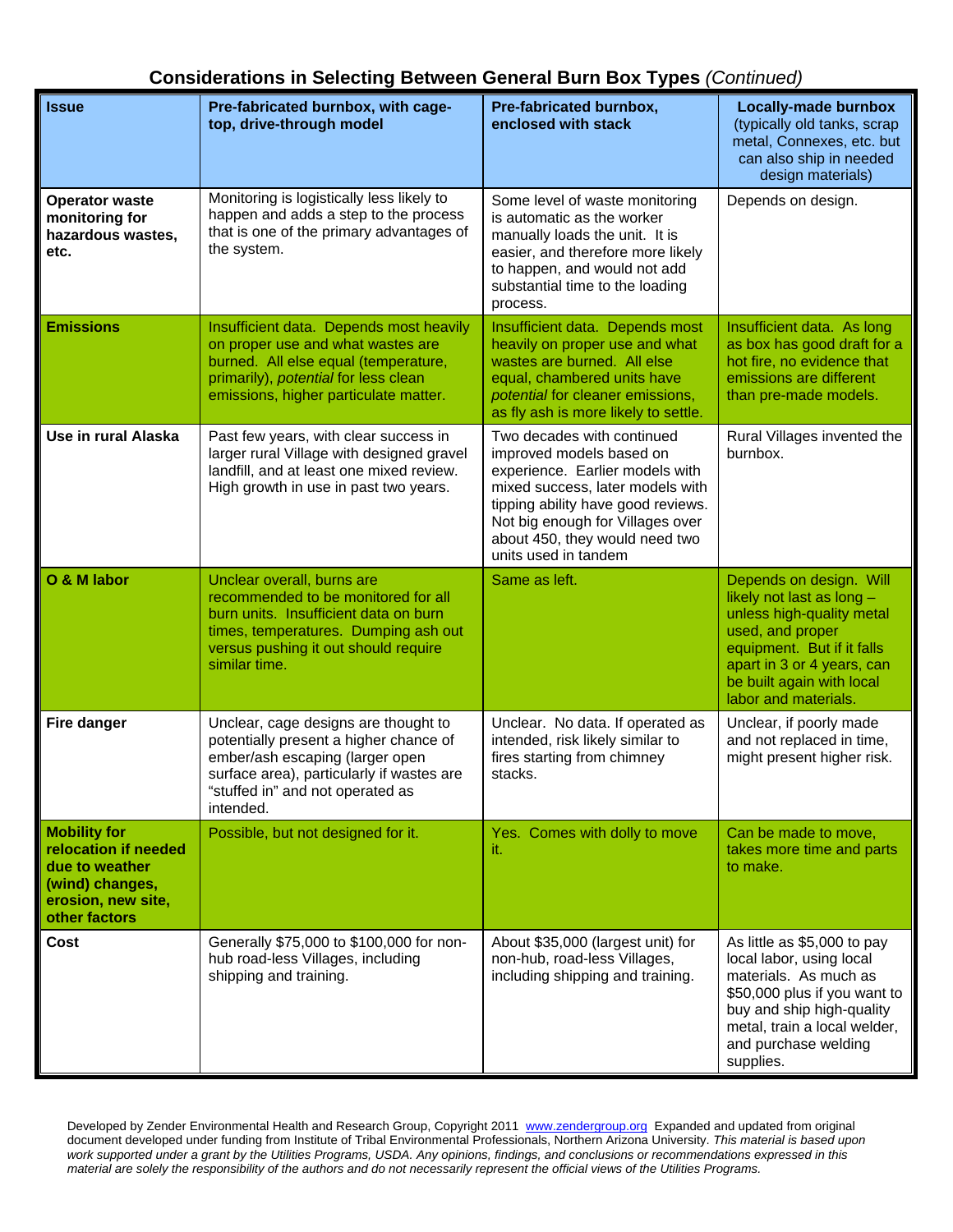## Considerations in Selecting Between General Burn Box Types *(Continued)*

| **Issue** | **Pre-fabricated burnbox, with cage-top, drive-through model** | **Pre-fabricated burnbox, enclosed with stack** | **Locally-made burnbox** (typically old tanks, scrap metal, Connexes, etc. but can also ship in needed design materials) |
|---|---|---|---|
| **Operator waste monitoring for hazardous wastes, etc.** | Monitoring is logistically less likely to happen and adds a step to the process that is one of the primary advantages of the system. | Some level of waste monitoring is automatic as the worker manually loads the unit. It is easier, and therefore more likely to happen, and would not add substantial time to the loading process. | Depends on design. |
| **Emissions** | Insufficient data. Depends most heavily on proper use and what wastes are burned. All else equal (temperature, primarily), *potential* for less clean emissions, higher particulate matter. | Insufficient data. Depends most heavily on proper use and what wastes are burned. All else equal, chambered units have *potential* for cleaner emissions, as fly ash is more likely to settle. | Insufficient data. As long as box has good draft for a hot fire, no evidence that emissions are different than pre-made models. |
| **Use in rural Alaska** | Past few years, with clear success in larger rural Village with designed gravel landfill, and at least one mixed review. High growth in use in past two years. | Two decades with continued improved models based on experience. Earlier models with mixed success, later models with tipping ability have good reviews. Not big enough for Villages over about 450, they would need two units used in tandem | Rural Villages invented the burnbox. |
| **O & M labor** | Unclear overall, burns are recommended to be monitored for all burn units. Insufficient data on burn times, temperatures. Dumping ash out versus pushing it out should require similar time. | Same as left. | Depends on design. Will likely not last as long – unless high-quality metal used, and proper equipment. But if it falls apart in 3 or 4 years, can be built again with local labor and materials. |
| **Fire danger** | Unclear, cage designs are thought to potentially present a higher chance of ember/ash escaping (larger open surface area), particularly if wastes are "stuffed in" and not operated as intended. | Unclear. No data. If operated as intended, risk likely similar to fires starting from chimney stacks. | Unclear, if poorly made and not replaced in time, might present higher risk. |
| **Mobility for relocation if needed due to weather (wind) changes, erosion, new site, other factors** | Possible, but not designed for it. | Yes. Comes with dolly to move it. | Can be made to move, takes more time and parts to make. |
| **Cost** | Generally $75,000 to $100,000 for non-hub road-less Villages, including shipping and training. | About $35,000 (largest unit) for non-hub, road-less Villages, including shipping and training. | As little as $5,000 to pay local labor, using local materials. As much as $50,000 plus if you want to buy and ship high-quality metal, train a local welder, and purchase welding supplies. |

Developed by Zender Environmental Health and Research Group, Copyright 2011 www.zendergroup.org Expanded and updated from original document developed under funding from Institute of Tribal Environmental Professionals, Northern Arizona University. *This material is based upon work supported under a grant by the Utilities Programs, USDA. Any opinions, findings, and conclusions or recommendations expressed in this material are solely the responsibility of the authors and do not necessarily represent the official views of the Utilities Programs.*